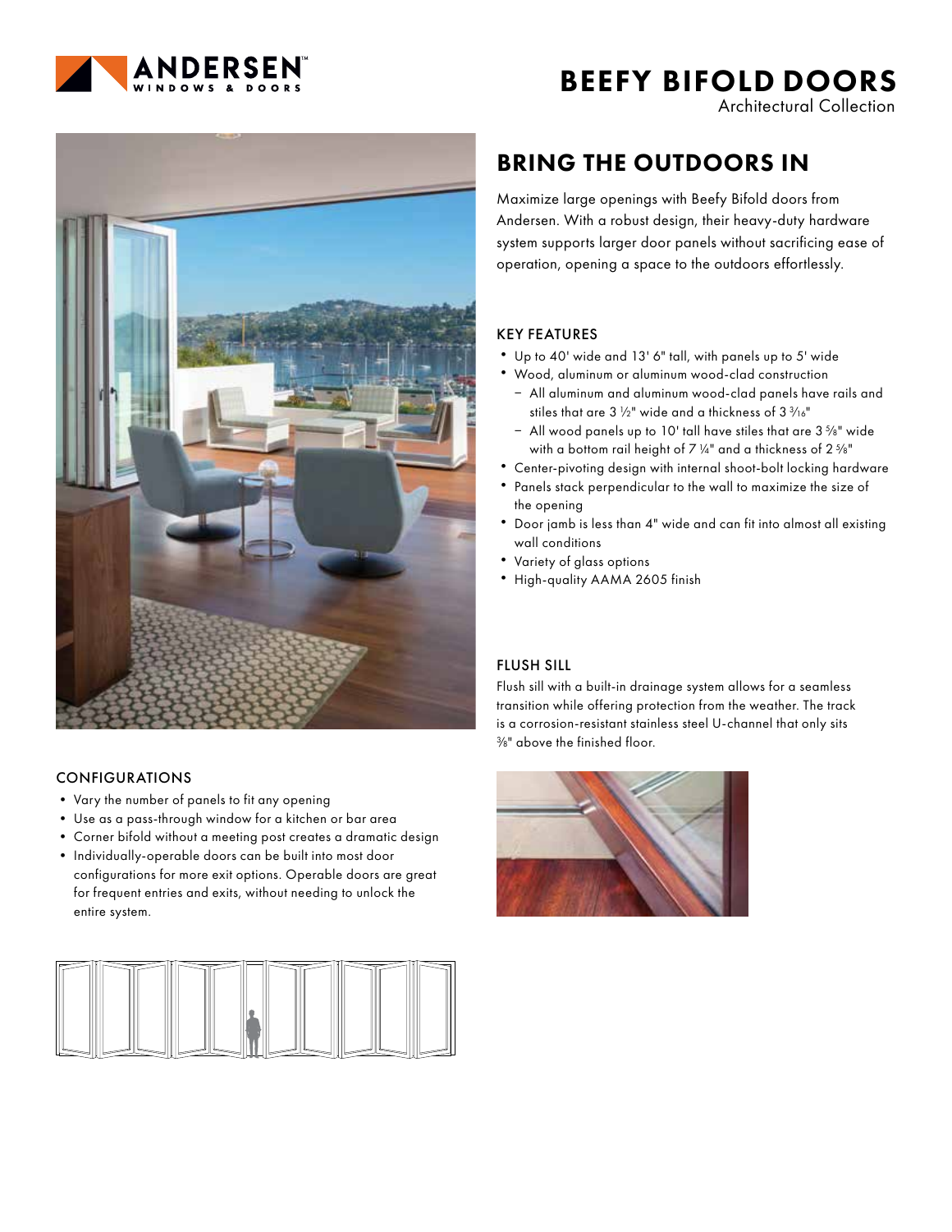# BEEFY BIFOLD DOORS

Architectural Collection

## BRING THE OUTDOORS IN

Maximize large openings with Beefy Bifold doors from Andersen. With a robust design, their heavy-duty hardware system supports larger door panels without sacrificing ease of operation, opening a space to the outdoors effortlessly.

### KEY FEATURES

- Up to 40' wide and 13' 6" tall, with panels up to 5' wide
- Wood, aluminum or aluminum wood-clad construction
  - All aluminum and aluminum wood-clad panels have rails and stiles that are 3 ½" wide and a thickness of 3 3⁄16"
  - All wood panels up to 10' tall have stiles that are 3 5⁄8" wide with a bottom rail height of 7 ¼" and a thickness of 2 5⁄8"
- Center-pivoting design with internal shoot-bolt locking hardware
- Panels stack perpendicular to the wall to maximize the size of the opening
- Door jamb is less than 4" wide and can fit into almost all existing wall conditions
- Variety of glass options
- High-quality AAMA 2605 finish

### FLUSH SILL

Flush sill with a built-in drainage system allows for a seamless transition while offering protection from the weather. The track is a corrosion-resistant stainless steel U-channel that only sits 3⁄8" above the finished floor.

### CONFIGURATIONS

- Vary the number of panels to fit any opening
- Use as a pass-through window for a kitchen or bar area
- Corner bifold without a meeting post creates a dramatic design
- Individually-operable doors can be built into most door configurations for more exit options. Operable doors are great for frequent entries and exits, without needing to unlock the entire system.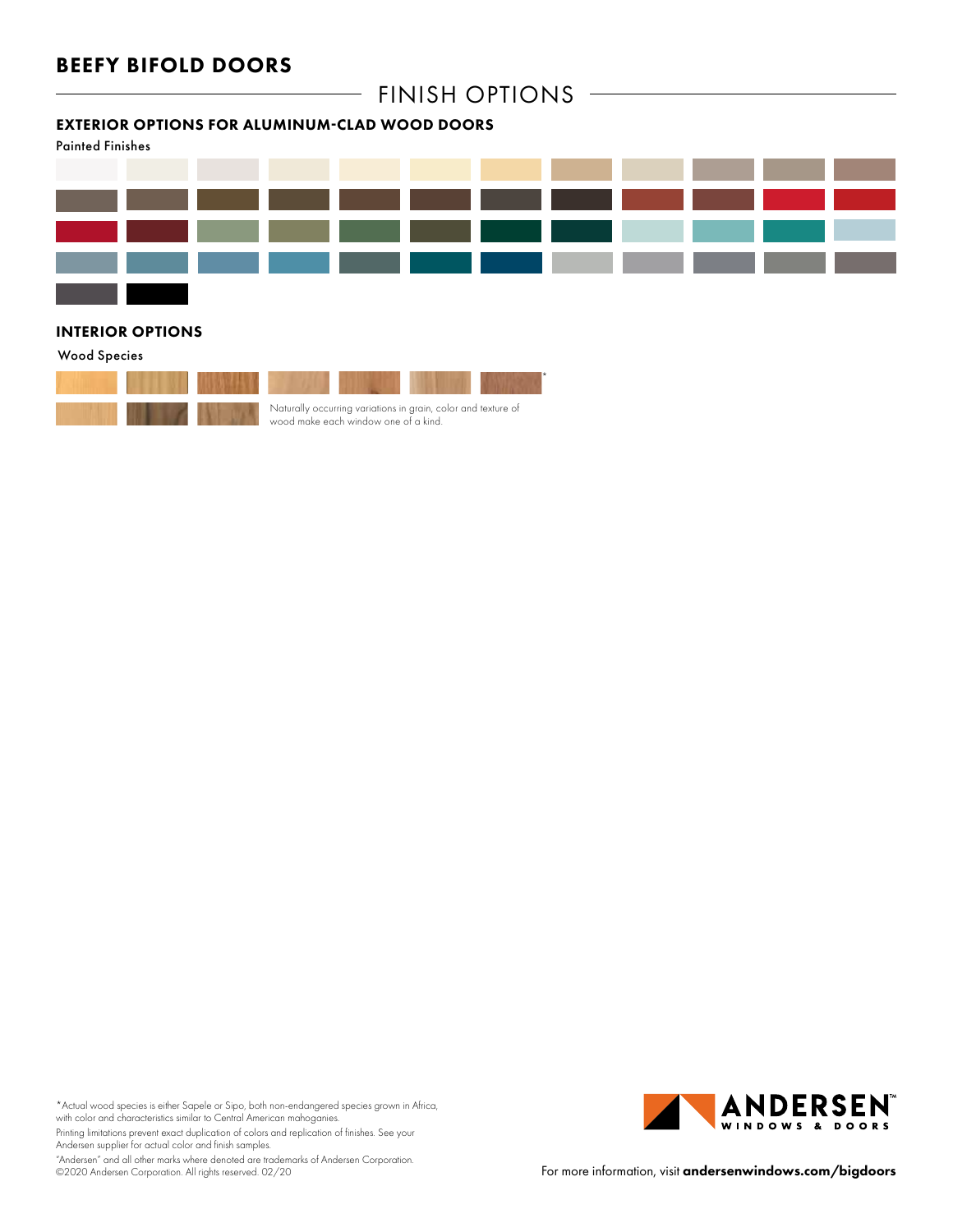# BEEFY BIFOLD DOORS

## FINISH OPTIONS

### EXTERIOR OPTIONS FOR ALUMINUM-CLAD WOOD DOORS

Painted Finishes

### INTERIOR OPTIONS

Wood Species

*

Naturally occurring variations in grain, color and texture of wood make each window one of a kind.

*Actual wood species is either Sapele or Sipo, both non-endangered species grown in Africa, with color and characteristics similar to Central American mahoganies.

Printing limitations prevent exact duplication of colors and replication of finishes. See your Andersen supplier for actual color and finish samples.

"Andersen" and all other marks where denoted are trademarks of Andersen Corporation.
©2020 Andersen Corporation. All rights reserved. 02/20

ANDERSEN™ WINDOWS & DOORS

For more information, visit **andersenwindows.com/bigdoors**